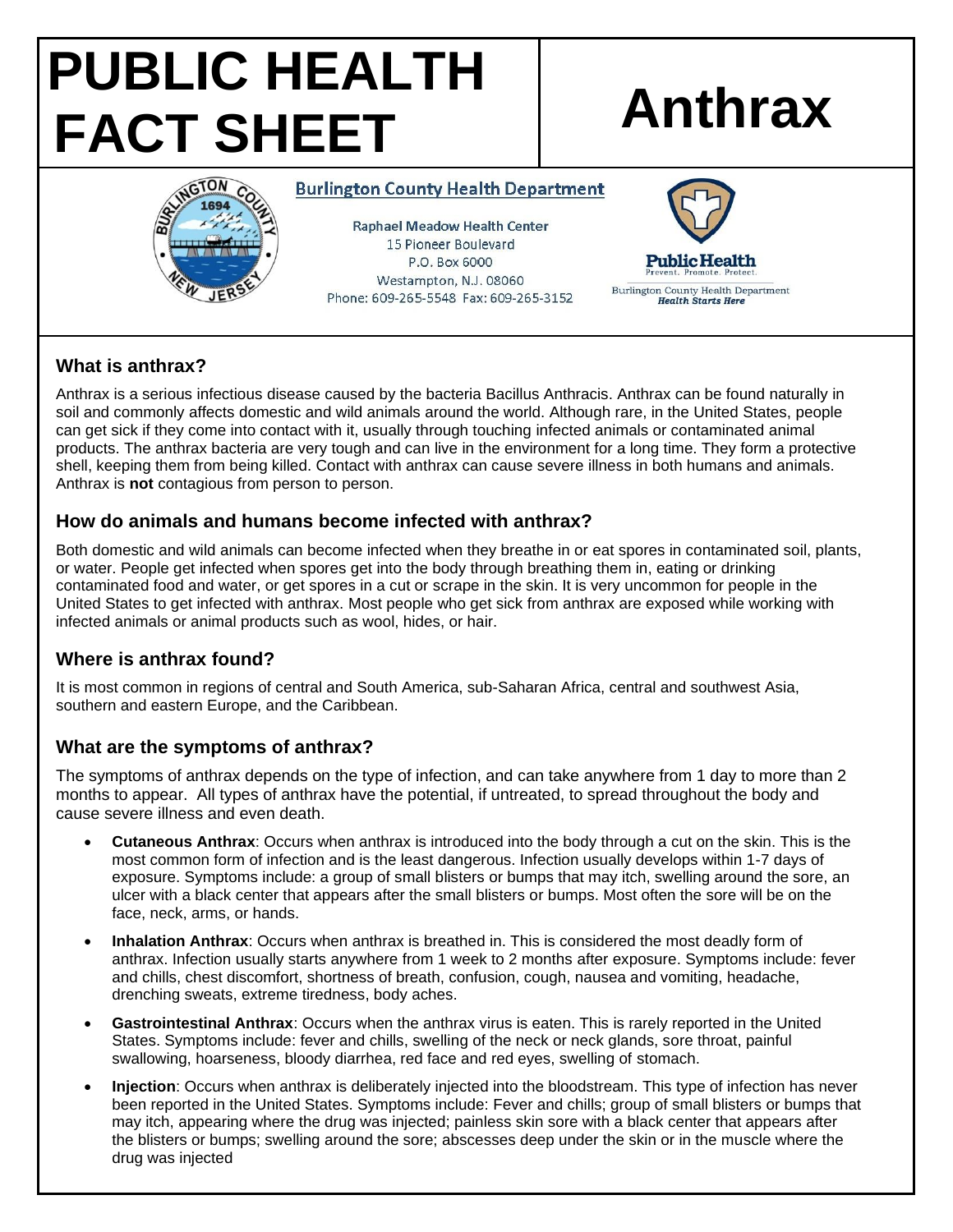# PUBLIC HEALTH FACT SHEET

# Anthrax

**Burlington County Health Department**

Raphael Meadow Health Center
15 Pioneer Boulevard
P.O. Box 6000
Westampton, N.J. 08060
Phone: 609-265-5548 Fax: 609-265-3152

Public Health
Prevent. Promote. Protect.
Burlington County Health Department
*Health Starts Here*

## What is anthrax?

Anthrax is a serious infectious disease caused by the bacteria Bacillus Anthracis. Anthrax can be found naturally in soil and commonly affects domestic and wild animals around the world. Although rare, in the United States, people can get sick if they come into contact with it, usually through touching infected animals or contaminated animal products. The anthrax bacteria are very tough and can live in the environment for a long time. They form a protective shell, keeping them from being killed. Contact with anthrax can cause severe illness in both humans and animals. Anthrax is **not** contagious from person to person.

## How do animals and humans become infected with anthrax?

Both domestic and wild animals can become infected when they breathe in or eat spores in contaminated soil, plants, or water. People get infected when spores get into the body through breathing them in, eating or drinking contaminated food and water, or get spores in a cut or scrape in the skin. It is very uncommon for people in the United States to get infected with anthrax. Most people who get sick from anthrax are exposed while working with infected animals or animal products such as wool, hides, or hair.

## Where is anthrax found?

It is most common in regions of central and South America, sub-Saharan Africa, central and southwest Asia, southern and eastern Europe, and the Caribbean.

## What are the symptoms of anthrax?

The symptoms of anthrax depends on the type of infection, and can take anywhere from 1 day to more than 2 months to appear. All types of anthrax have the potential, if untreated, to spread throughout the body and cause severe illness and even death.

- **Cutaneous Anthrax**: Occurs when anthrax is introduced into the body through a cut on the skin. This is the most common form of infection and is the least dangerous. Infection usually develops within 1-7 days of exposure. Symptoms include: a group of small blisters or bumps that may itch, swelling around the sore, an ulcer with a black center that appears after the small blisters or bumps. Most often the sore will be on the face, neck, arms, or hands.
- **Inhalation Anthrax**: Occurs when anthrax is breathed in. This is considered the most deadly form of anthrax. Infection usually starts anywhere from 1 week to 2 months after exposure. Symptoms include: fever and chills, chest discomfort, shortness of breath, confusion, cough, nausea and vomiting, headache, drenching sweats, extreme tiredness, body aches.
- **Gastrointestinal Anthrax**: Occurs when the anthrax virus is eaten. This is rarely reported in the United States. Symptoms include: fever and chills, swelling of the neck or neck glands, sore throat, painful swallowing, hoarseness, bloody diarrhea, red face and red eyes, swelling of stomach.
- **Injection**: Occurs when anthrax is deliberately injected into the bloodstream. This type of infection has never been reported in the United States. Symptoms include: Fever and chills; group of small blisters or bumps that may itch, appearing where the drug was injected; painless skin sore with a black center that appears after the blisters or bumps; swelling around the sore; abscesses deep under the skin or in the muscle where the drug was injected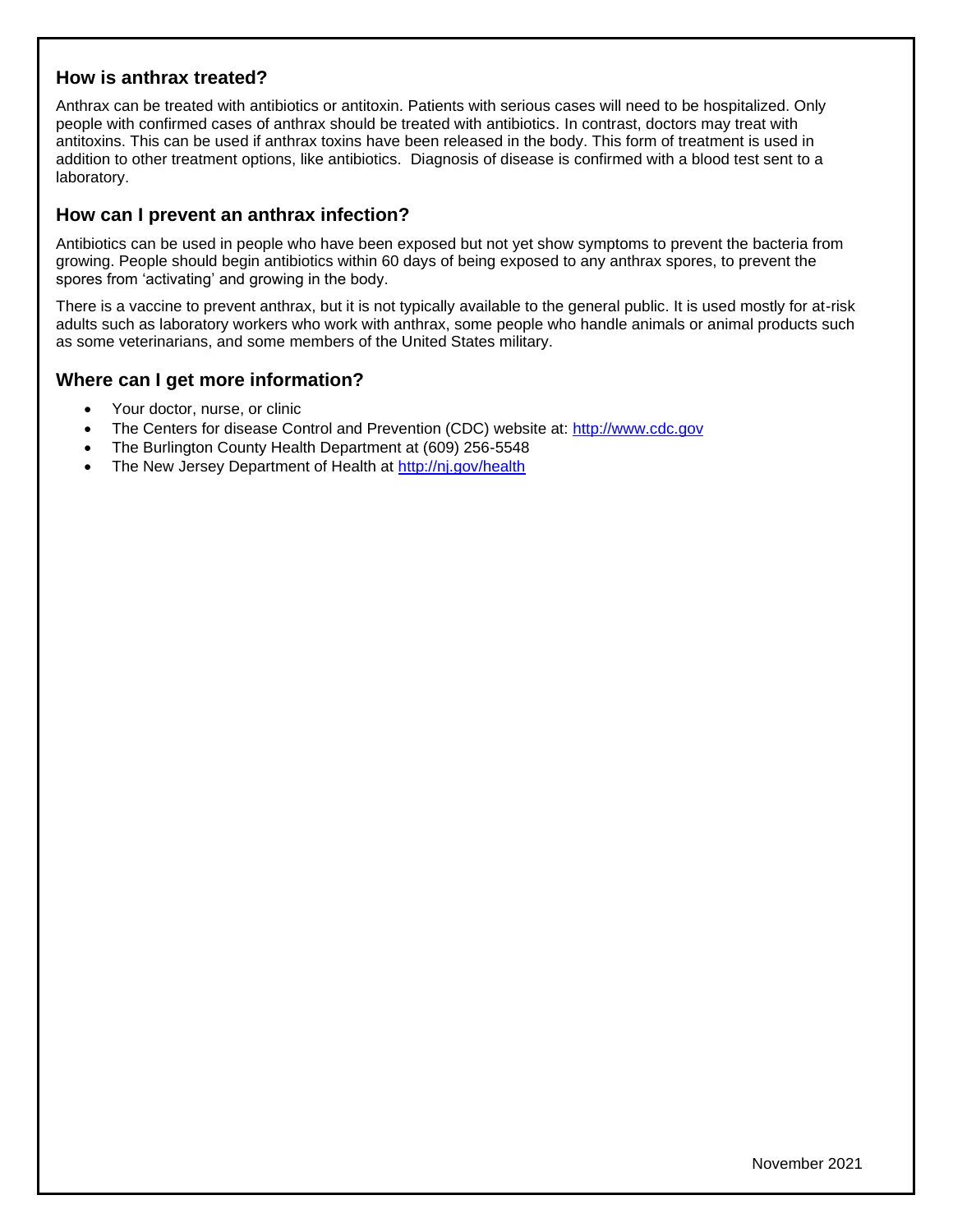## How is anthrax treated?

Anthrax can be treated with antibiotics or antitoxin. Patients with serious cases will need to be hospitalized. Only people with confirmed cases of anthrax should be treated with antibiotics. In contrast, doctors may treat with antitoxins. This can be used if anthrax toxins have been released in the body. This form of treatment is used in addition to other treatment options, like antibiotics. Diagnosis of disease is confirmed with a blood test sent to a laboratory.

## How can I prevent an anthrax infection?

Antibiotics can be used in people who have been exposed but not yet show symptoms to prevent the bacteria from growing. People should begin antibiotics within 60 days of being exposed to any anthrax spores, to prevent the spores from 'activating' and growing in the body.

There is a vaccine to prevent anthrax, but it is not typically available to the general public. It is used mostly for at-risk adults such as laboratory workers who work with anthrax, some people who handle animals or animal products such as some veterinarians, and some members of the United States military.

## Where can I get more information?

- Your doctor, nurse, or clinic
- The Centers for disease Control and Prevention (CDC) website at: http://www.cdc.gov
- The Burlington County Health Department at (609) 256-5548
- The New Jersey Department of Health at http://nj.gov/health

November 2021